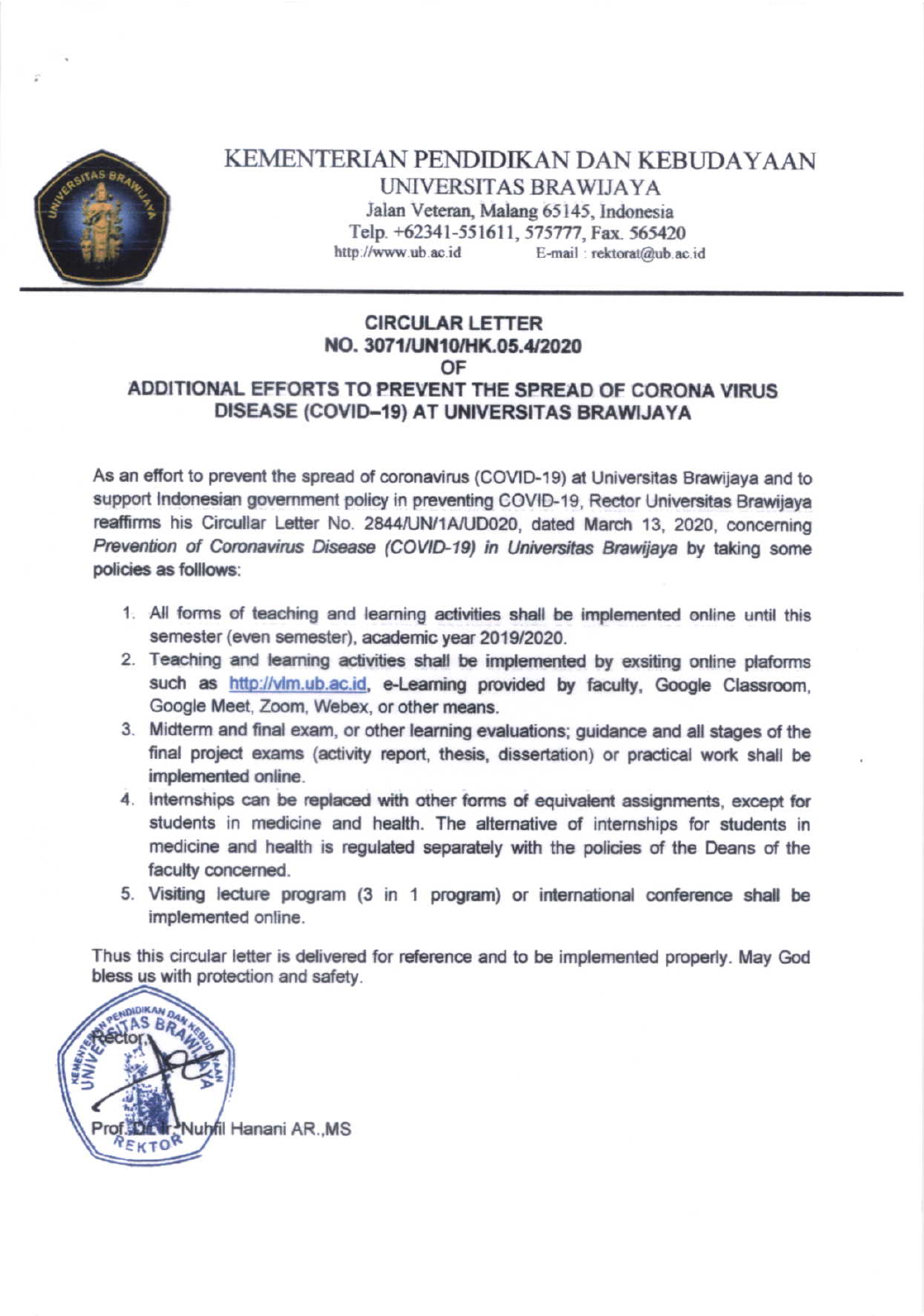# KEMENTERIAN PENDIDIKAN DAN KEBUDAYAAN

## UNIVERSITAS BRAWIJAYA

Jalan Veteran, Malang 65145, Indonesia
Telp. +62341-551611, 575777, Fax. 565420
http://www.ub.ac.id E-mail : rektorat@ub.ac.id

---

**CIRCULAR LETTER**
**NO. 3071/UN10/HK.05.4/2020**
**OF**
**ADDITIONAL EFFORTS TO PREVENT THE SPREAD OF CORONA VIRUS DISEASE (COVID–19) AT UNIVERSITAS BRAWIJAYA**

As an effort to prevent the spread of coronavirus (COVID-19) at Universitas Brawijaya and to support Indonesian government policy in preventing COVID-19, Rector Universitas Brawijaya reaffirms his Circullar Letter No. 2844/UN/1A/UD020, dated March 13, 2020, concerning *Prevention of Coronavirus Disease (COVID-19) in Universitas Brawijaya* by taking some policies as folllows:

1. All forms of teaching and learning activities shall be implemented online until this semester (even semester), academic year 2019/2020.
2. Teaching and learning activities shall be implemented by exsiting online plaforms such as http://vlm.ub.ac.id, e-Learning provided by faculty, Google Classroom, Google Meet, Zoom, Webex, or other means.
3. Midterm and final exam, or other learning evaluations; guidance and all stages of the final project exams (activity report, thesis, dissertation) or practical work shall be implemented online.
4. Internships can be replaced with other forms of equivalent assignments, except for students in medicine and health. The alternative of internships for students in medicine and health is regulated separately with the policies of the Deans of the faculty concerned.
5. Visiting lecture program (3 in 1 program) or international conference shall be implemented online.

Thus this circular letter is delivered for reference and to be implemented properly. May God bless us with protection and safety.

Rector,

Prof. Dr. Ir. Nuhfil Hanani AR.,MS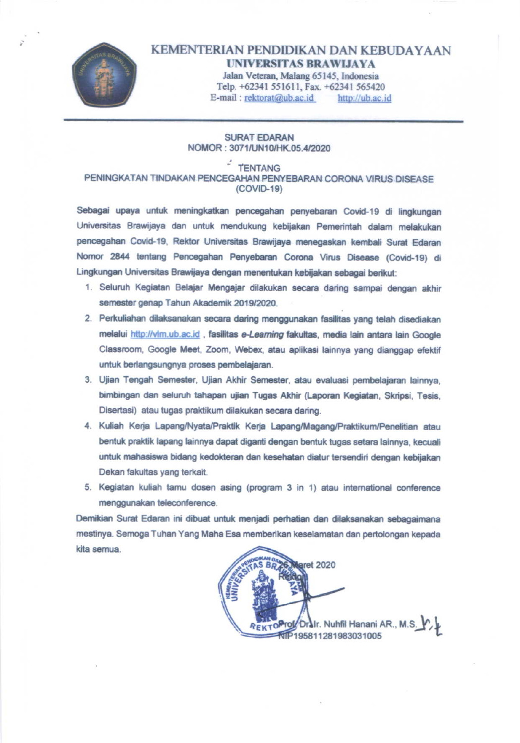# KEMENTERIAN PENDIDIKAN DAN KEBUDAYAAN
## UNIVERSITAS BRAWIJAYA

Jalan Veteran, Malang 65145, Indonesia
Telp. +62341 551611, Fax. +62341 565420
E-mail : rektorat@ub.ac.id http://ub.ac.id

---

**SURAT EDARAN**
**NOMOR : 3071/UN10/HK.05.4/2020**

**TENTANG**
**PENINGKATAN TINDAKAN PENCEGAHAN PENYEBARAN CORONA VIRUS DISEASE (COVID-19)**

Sebagai upaya untuk meningkatkan pencegahan penyebaran Covid-19 di lingkungan Universitas Brawijaya dan untuk mendukung kebijakan Pemerintah dalam melakukan pencegahan Covid-19, Rektor Universitas Brawijaya menegaskan kembali Surat Edaran Nomor 2844 tentang Pencegahan Penyebaran Corona Virus Disease (Covid-19) di Lingkungan Universitas Brawijaya dengan menentukan kebijakan sebagai berikut:

1. Seluruh Kegiatan Belajar Mengajar dilakukan secara daring sampai dengan akhir semester genap Tahun Akademik 2019/2020.
2. Perkuliahan dilaksanakan secara daring menggunakan fasilitas yang telah disediakan melalui http://vlm.ub.ac.id , fasilitas *e-Learning* fakultas, media lain antara lain Google Classroom, Google Meet, Zoom, Webex, atau aplikasi lainnya yang dianggap efektif untuk berlangsungnya proses pembelajaran.
3. Ujian Tengah Semester, Ujian Akhir Semester, atau evaluasi pembelajaran lainnya, bimbingan dan seluruh tahapan ujian Tugas Akhir (Laporan Kegiatan, Skripsi, Tesis, Disertasi) atau tugas praktikum dilakukan secara daring.
4. Kuliah Kerja Lapang/Nyata/Praktik Kerja Lapang/Magang/Praktikum/Penelitian atau bentuk praktik lapang lainnya dapat diganti dengan bentuk tugas setara lainnya, kecuali untuk mahasiswa bidang kedokteran dan kesehatan diatur tersendiri dengan kebijakan Dekan fakultas yang terkait.
5. Kegiatan kuliah tamu dosen asing (program 3 in 1) atau international conference menggunakan teleconference.

Demikian Surat Edaran ini dibuat untuk menjadi perhatian dan dilaksanakan sebagaimana mestinya. Semoga Tuhan Yang Maha Esa memberikan keselamatan dan pertolongan kepada kita semua.

26 Maret 2020
Rektor,

Prof. Dr. Ir. Nuhfil Hanani AR., M.S.
NIP 195811281983031005